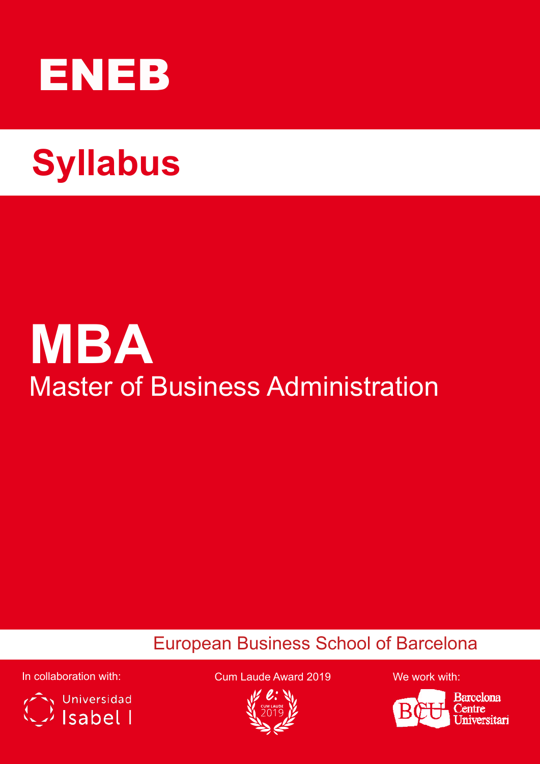# ENEB

## Syllabus

# MBA

## Master of Business Administration

European Business School of Barcelona

In collaboration with:

Universidad Isabel I

Cum Laude Award 2019

CUM LAUDE 2019

We work with:

Barcelona Centre Universitari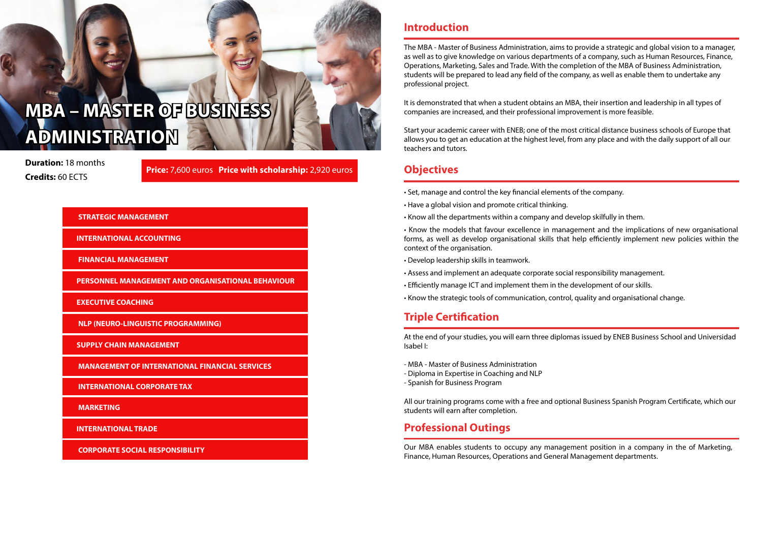# MBA – MASTER OF BUSINESS ADMINISTRATION

**Duration:** 18 months
**Credits:** 60 ECTS

**Price:** 7,600 euros **Price with scholarship:** 2,920 euros

- STRATEGIC MANAGEMENT
- INTERNATIONAL ACCOUNTING
- FINANCIAL MANAGEMENT
- PERSONNEL MANAGEMENT AND ORGANISATIONAL BEHAVIOUR
- EXECUTIVE COACHING
- NLP (NEURO-LINGUISTIC PROGRAMMING)
- SUPPLY CHAIN MANAGEMENT
- MANAGEMENT OF INTERNATIONAL FINANCIAL SERVICES
- INTERNATIONAL CORPORATE TAX
- MARKETING
- INTERNATIONAL TRADE
- CORPORATE SOCIAL RESPONSIBILITY

## Introduction

The MBA - Master of Business Administration, aims to provide a strategic and global vision to a manager, as well as to give knowledge on various departments of a company, such as Human Resources, Finance, Operations, Marketing, Sales and Trade. With the completion of the MBA of Business Administration, students will be prepared to lead any field of the company, as well as enable them to undertake any professional project.

It is demonstrated that when a student obtains an MBA, their insertion and leadership in all types of companies are increased, and their professional improvement is more feasible.

Start your academic career with ENEB; one of the most critical distance business schools of Europe that allows you to get an education at the highest level, from any place and with the daily support of all our teachers and tutors.

## Objectives

- Set, manage and control the key financial elements of the company.
- Have a global vision and promote critical thinking.
- Know all the departments within a company and develop skilfully in them.
- Know the models that favour excellence in management and the implications of new organisational forms, as well as develop organisational skills that help efficiently implement new policies within the context of the organisation.
- Develop leadership skills in teamwork.
- Assess and implement an adequate corporate social responsibility management.
- Efficiently manage ICT and implement them in the development of our skills.
- Know the strategic tools of communication, control, quality and organisational change.

## Triple Certification

At the end of your studies, you will earn three diplomas issued by ENEB Business School and Universidad Isabel I:

- MBA - Master of Business Administration
- Diploma in Expertise in Coaching and NLP
- Spanish for Business Program

All our training programs come with a free and optional Business Spanish Program Certificate, which our students will earn after completion.

## Professional Outings

Our MBA enables students to occupy any management position in a company in the of Marketing, Finance, Human Resources, Operations and General Management departments.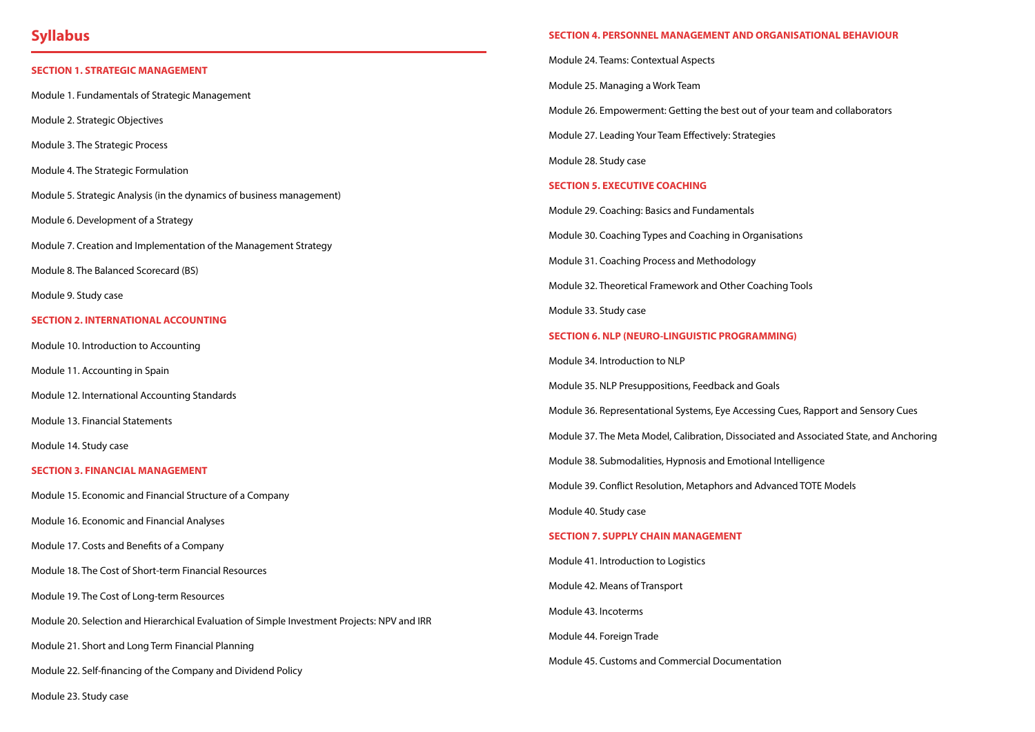# Syllabus

### SECTION 1. STRATEGIC MANAGEMENT

Module 1. Fundamentals of Strategic Management

Module 2. Strategic Objectives

Module 3. The Strategic Process

Module 4. The Strategic Formulation

Module 5. Strategic Analysis (in the dynamics of business management)

Module 6. Development of a Strategy

Module 7. Creation and Implementation of the Management Strategy

Module 8. The Balanced Scorecard (BS)

Module 9. Study case

### SECTION 2. INTERNATIONAL ACCOUNTING

Module 10. Introduction to Accounting

Module 11. Accounting in Spain

Module 12. International Accounting Standards

Module 13. Financial Statements

Module 14. Study case

### SECTION 3. FINANCIAL MANAGEMENT

Module 15. Economic and Financial Structure of a Company

Module 16. Economic and Financial Analyses

Module 17. Costs and Benefits of a Company

Module 18. The Cost of Short-term Financial Resources

Module 19. The Cost of Long-term Resources

Module 20. Selection and Hierarchical Evaluation of Simple Investment Projects: NPV and IRR

Module 21. Short and Long Term Financial Planning

Module 22. Self-financing of the Company and Dividend Policy

Module 23. Study case

### SECTION 4. PERSONNEL MANAGEMENT AND ORGANISATIONAL BEHAVIOUR

Module 24. Teams: Contextual Aspects

Module 25. Managing a Work Team

Module 26. Empowerment: Getting the best out of your team and collaborators

Module 27. Leading Your Team Effectively: Strategies

Module 28. Study case

### SECTION 5. EXECUTIVE COACHING

Module 29. Coaching: Basics and Fundamentals

Module 30. Coaching Types and Coaching in Organisations

Module 31. Coaching Process and Methodology

Module 32. Theoretical Framework and Other Coaching Tools

Module 33. Study case

### SECTION 6. NLP (NEURO-LINGUISTIC PROGRAMMING)

Module 34. Introduction to NLP

Module 35. NLP Presuppositions, Feedback and Goals

Module 36. Representational Systems, Eye Accessing Cues, Rapport and Sensory Cues

Module 37. The Meta Model, Calibration, Dissociated and Associated State, and Anchoring

Module 38. Submodalities, Hypnosis and Emotional Intelligence

Module 39. Conflict Resolution, Metaphors and Advanced TOTE Models

Module 40. Study case

### SECTION 7. SUPPLY CHAIN MANAGEMENT

Module 41. Introduction to Logistics

Module 42. Means of Transport

Module 43. Incoterms

Module 44. Foreign Trade

Module 45. Customs and Commercial Documentation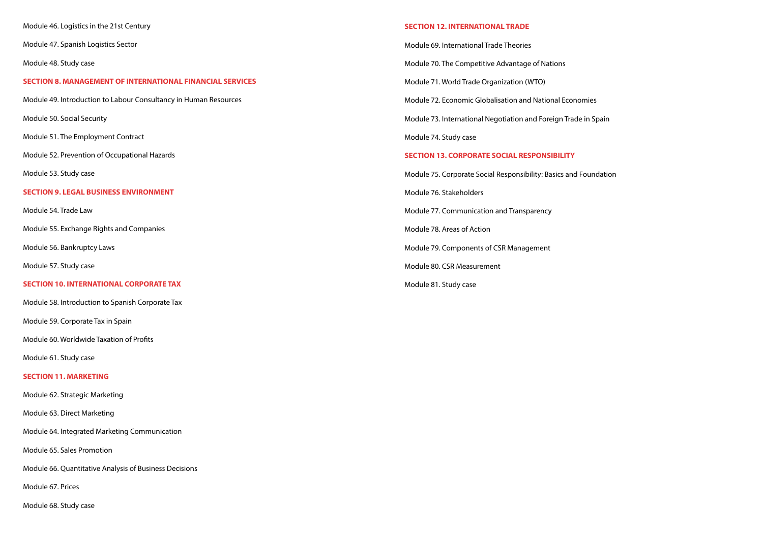Module 46. Logistics in the 21st Century

Module 47. Spanish Logistics Sector

Module 48. Study case

## SECTION 8. MANAGEMENT OF INTERNATIONAL FINANCIAL SERVICES

Module 49. Introduction to Labour Consultancy in Human Resources

Module 50. Social Security

Module 51. The Employment Contract

Module 52. Prevention of Occupational Hazards

Module 53. Study case

## SECTION 9. LEGAL BUSINESS ENVIRONMENT

Module 54. Trade Law

Module 55. Exchange Rights and Companies

Module 56. Bankruptcy Laws

Module 57. Study case

## SECTION 10. INTERNATIONAL CORPORATE TAX

Module 58. Introduction to Spanish Corporate Tax

Module 59. Corporate Tax in Spain

Module 60. Worldwide Taxation of Profits

Module 61. Study case

## SECTION 11. MARKETING

Module 62. Strategic Marketing

Module 63. Direct Marketing

Module 64. Integrated Marketing Communication

Module 65. Sales Promotion

Module 66. Quantitative Analysis of Business Decisions

Module 67. Prices

Module 68. Study case

## SECTION 12. INTERNATIONAL TRADE

Module 69. International Trade Theories

Module 70. The Competitive Advantage of Nations

Module 71. World Trade Organization (WTO)

Module 72. Economic Globalisation and National Economies

Module 73. International Negotiation and Foreign Trade in Spain

Module 74. Study case

## SECTION 13. CORPORATE SOCIAL RESPONSIBILITY

Module 75. Corporate Social Responsibility: Basics and Foundation

Module 76. Stakeholders

Module 77. Communication and Transparency

Module 78. Areas of Action

Module 79. Components of CSR Management

Module 80. CSR Measurement

Module 81. Study case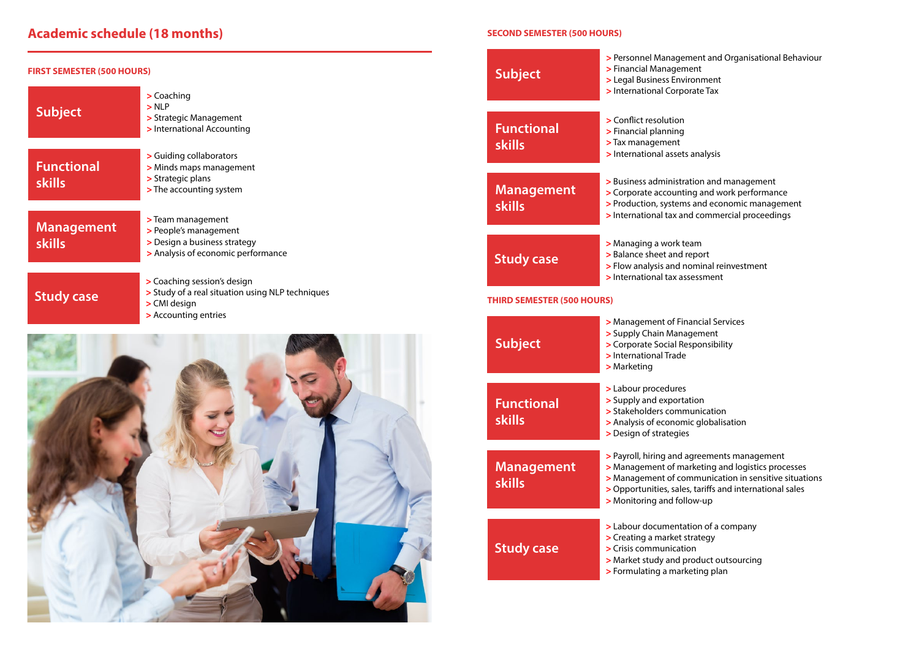## Academic schedule (18 months)

### FIRST SEMESTER (500 HOURS)

**Subject**

- Coaching
- NLP
- Strategic Management
- International Accounting

**Functional skills**

- Guiding collaborators
- Minds maps management
- Strategic plans
- The accounting system

**Management skills**

- Team management
- People's management
- Design a business strategy
- Analysis of economic performance

**Study case**

- Coaching session's design
- Study of a real situation using NLP techniques
- CMI design
- Accounting entries

### SECOND SEMESTER (500 HOURS)

**Subject**

- Personnel Management and Organisational Behaviour
- Financial Management
- Legal Business Environment
- International Corporate Tax

**Functional skills**

- Conflict resolution
- Financial planning
- Tax management
- International assets analysis

**Management skills**

- Business administration and management
- Corporate accounting and work performance
- Production, systems and economic management
- International tax and commercial proceedings

**Study case**

- Managing a work team
- Balance sheet and report
- Flow analysis and nominal reinvestment
- International tax assessment

### THIRD SEMESTER (500 HOURS)

**Subject**

- Management of Financial Services
- Supply Chain Management
- Corporate Social Responsibility
- International Trade
- Marketing

**Functional skills**

- Labour procedures
- Supply and exportation
- Stakeholders communication
- Analysis of economic globalisation
- Design of strategies

**Management skills**

- Payroll, hiring and agreements management
- Management of marketing and logistics processes
- Management of communication in sensitive situations
- Opportunities, sales, tariffs and international sales
- Monitoring and follow-up

**Study case**

- Labour documentation of a company
- Creating a market strategy
- Crisis communication
- Market study and product outsourcing
- Formulating a marketing plan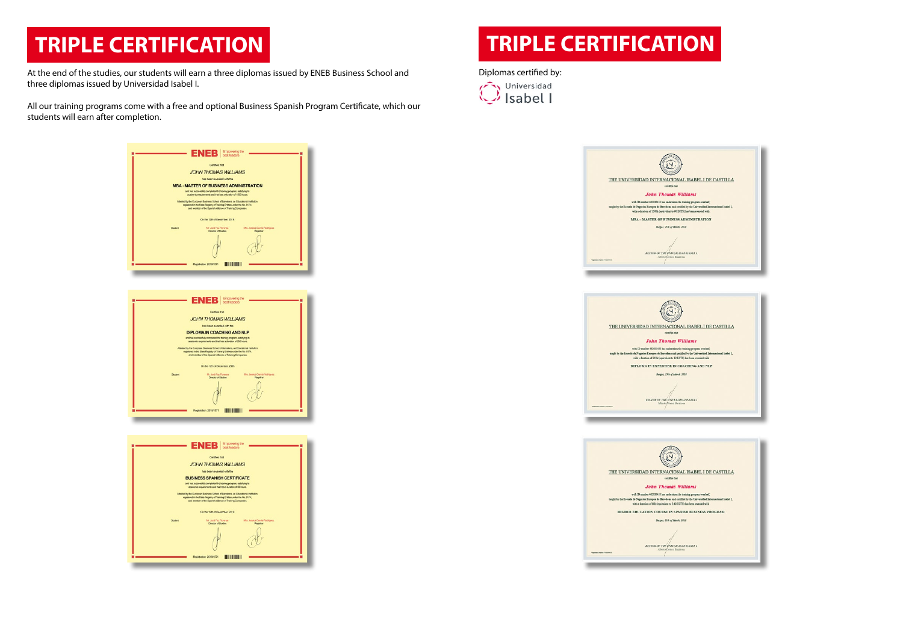# TRIPLE CERTIFICATION

At the end of the studies, our students will earn a three diplomas issued by ENEB Business School and three diplomas issued by Universidad Isabel I.

All our training programs come with a free and optional Business Spanish Program Certificate, which our students will earn after completion.

# TRIPLE CERTIFICATION

Diplomas certified by:

Universidad Isabel I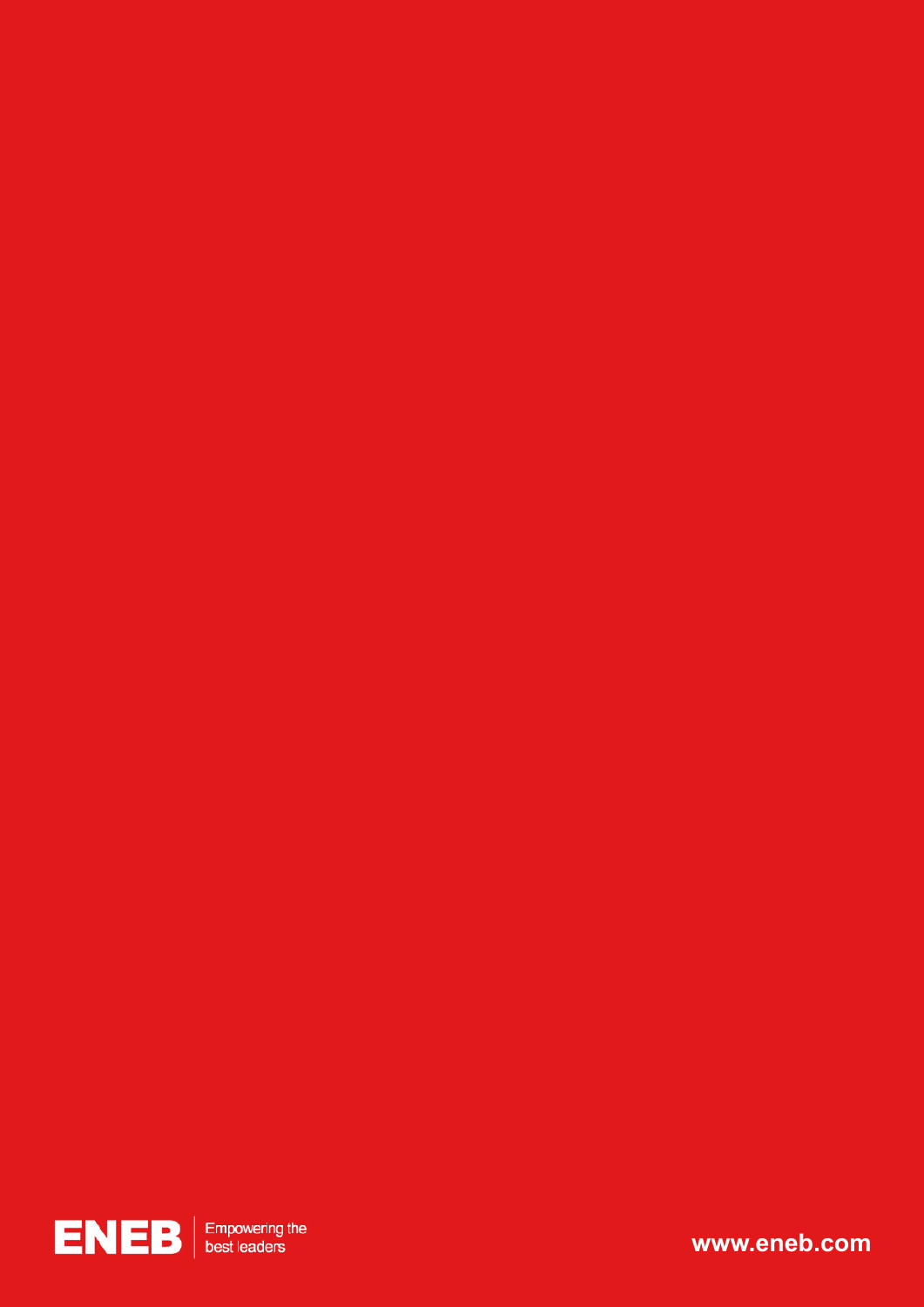ENEB | Empowering the best leaders

www.eneb.com